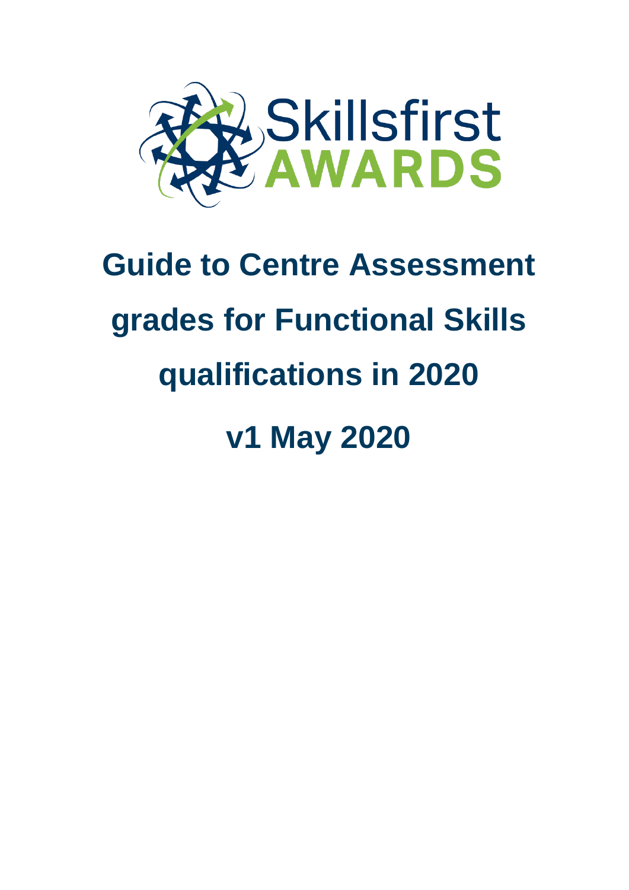Skillsfirst AWARDS

# Guide to Centre Assessment grades for Functional Skills qualifications in 2020

## v1 May 2020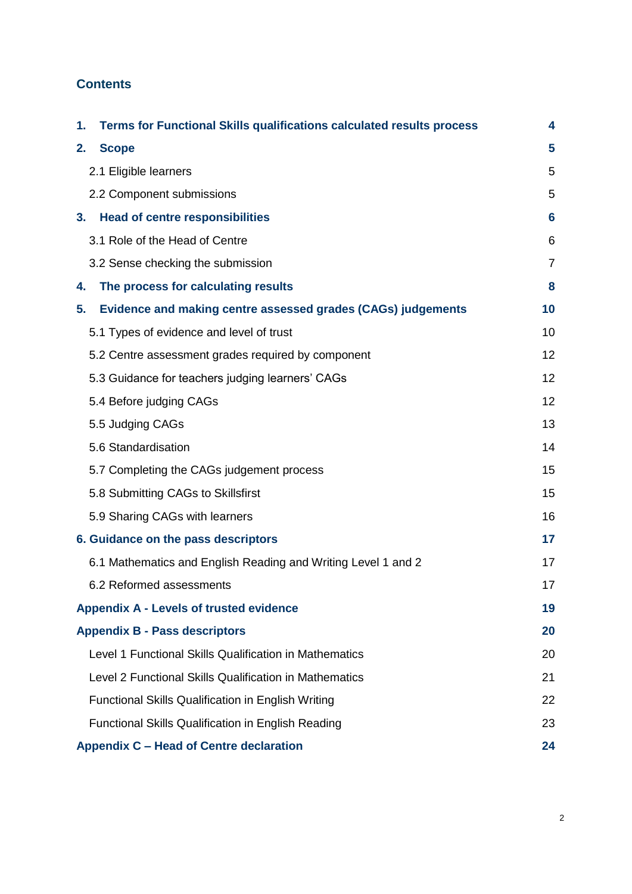## Contents

| | |
|---|---|
| **1. Terms for Functional Skills qualifications calculated results process** | **4** |
| **2. Scope** | **5** |
| 2.1 Eligible learners | 5 |
| 2.2 Component submissions | 5 |
| **3. Head of centre responsibilities** | **6** |
| 3.1 Role of the Head of Centre | 6 |
| 3.2 Sense checking the submission | 7 |
| **4. The process for calculating results** | **8** |
| **5. Evidence and making centre assessed grades (CAGs) judgements** | **10** |
| 5.1 Types of evidence and level of trust | 10 |
| 5.2 Centre assessment grades required by component | 12 |
| 5.3 Guidance for teachers judging learners' CAGs | 12 |
| 5.4 Before judging CAGs | 12 |
| 5.5 Judging CAGs | 13 |
| 5.6 Standardisation | 14 |
| 5.7 Completing the CAGs judgement process | 15 |
| 5.8 Submitting CAGs to Skillsfirst | 15 |
| 5.9 Sharing CAGs with learners | 16 |
| **6. Guidance on the pass descriptors** | **17** |
| 6.1 Mathematics and English Reading and Writing Level 1 and 2 | 17 |
| 6.2 Reformed assessments | 17 |
| **Appendix A - Levels of trusted evidence** | **19** |
| **Appendix B - Pass descriptors** | **20** |
| Level 1 Functional Skills Qualification in Mathematics | 20 |
| Level 2 Functional Skills Qualification in Mathematics | 21 |
| Functional Skills Qualification in English Writing | 22 |
| Functional Skills Qualification in English Reading | 23 |
| **Appendix C – Head of Centre declaration** | **24** |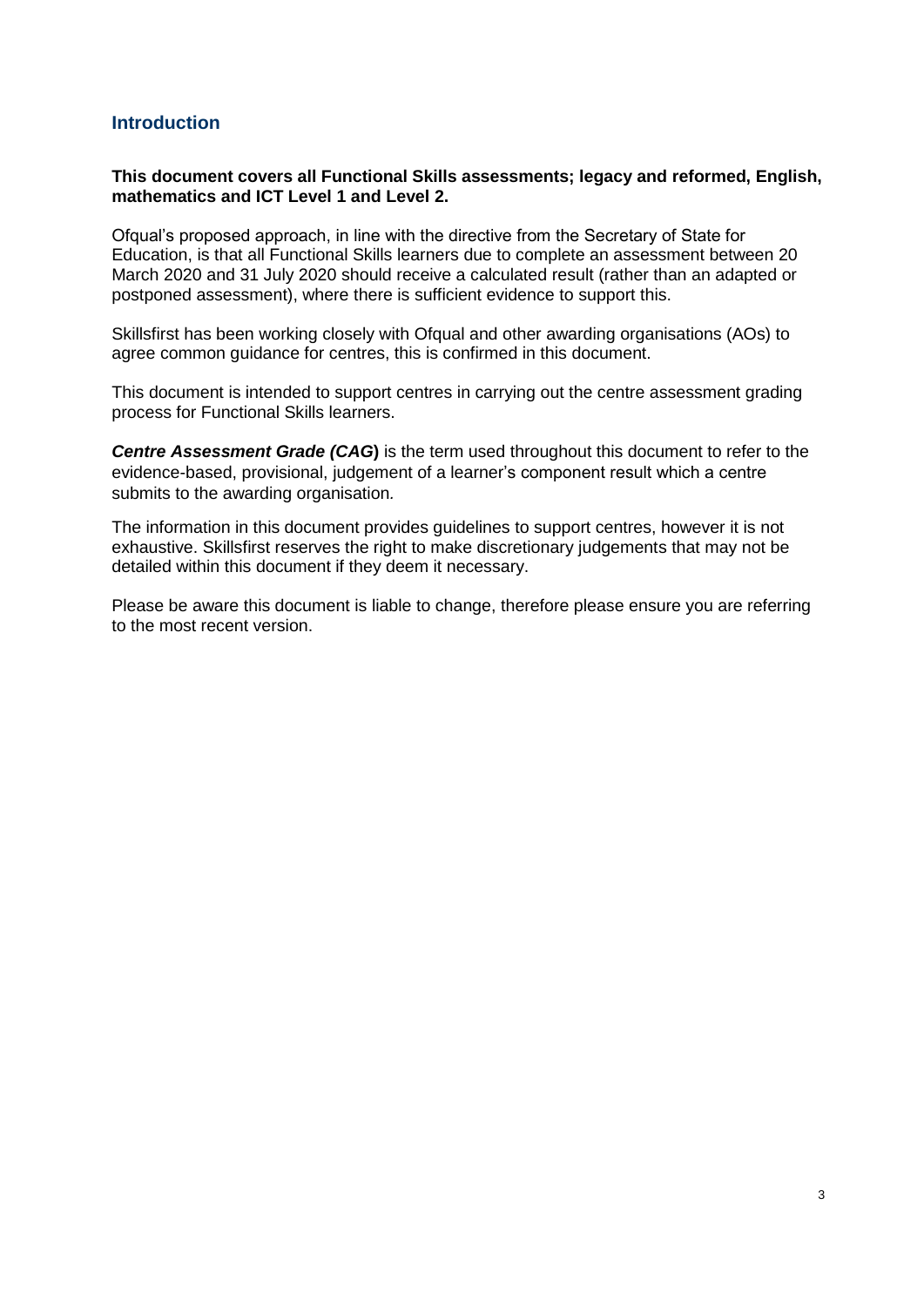## Introduction

**This document covers all Functional Skills assessments; legacy and reformed, English, mathematics and ICT Level 1 and Level 2.**

Ofqual's proposed approach, in line with the directive from the Secretary of State for Education, is that all Functional Skills learners due to complete an assessment between 20 March 2020 and 31 July 2020 should receive a calculated result (rather than an adapted or postponed assessment), where there is sufficient evidence to support this.

Skillsfirst has been working closely with Ofqual and other awarding organisations (AOs) to agree common guidance for centres, this is confirmed in this document.

This document is intended to support centres in carrying out the centre assessment grading process for Functional Skills learners.

***Centre Assessment Grade (CAG*****)** is the term used throughout this document to refer to the evidence-based, provisional, judgement of a learner's component result which a centre submits to the awarding organisation.

The information in this document provides guidelines to support centres, however it is not exhaustive. Skillsfirst reserves the right to make discretionary judgements that may not be detailed within this document if they deem it necessary.

Please be aware this document is liable to change, therefore please ensure you are referring to the most recent version.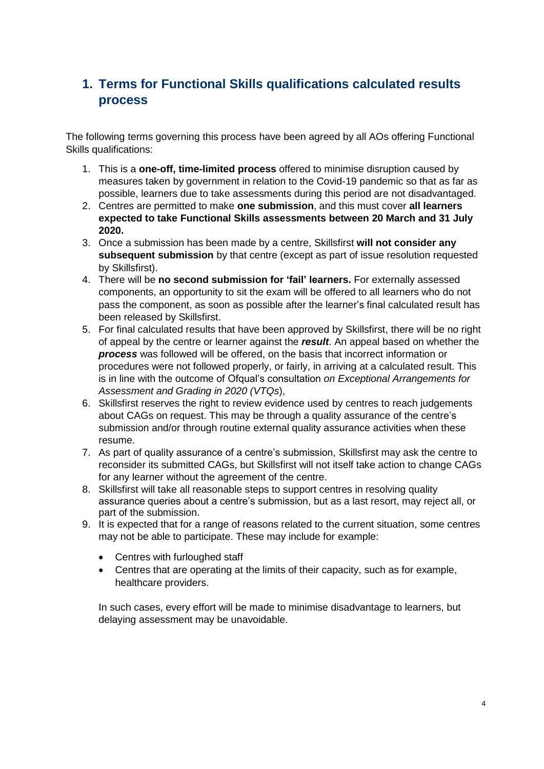# 1. Terms for Functional Skills qualifications calculated results process

The following terms governing this process have been agreed by all AOs offering Functional Skills qualifications:

1. This is a **one-off, time-limited process** offered to minimise disruption caused by measures taken by government in relation to the Covid-19 pandemic so that as far as possible, learners due to take assessments during this period are not disadvantaged.
2. Centres are permitted to make **one submission**, and this must cover **all learners expected to take Functional Skills assessments between 20 March and 31 July 2020.**
3. Once a submission has been made by a centre, Skillsfirst **will not consider any subsequent submission** by that centre (except as part of issue resolution requested by Skillsfirst).
4. There will be **no second submission for 'fail' learners.** For externally assessed components, an opportunity to sit the exam will be offered to all learners who do not pass the component, as soon as possible after the learner's final calculated result has been released by Skillsfirst.
5. For final calculated results that have been approved by Skillsfirst, there will be no right of appeal by the centre or learner against the ***result***. An appeal based on whether the ***process*** was followed will be offered, on the basis that incorrect information or procedures were not followed properly, or fairly, in arriving at a calculated result. This is in line with the outcome of Ofqual's consultation *on Exceptional Arrangements for Assessment and Grading in 2020 (VTQs*),
6. Skillsfirst reserves the right to review evidence used by centres to reach judgements about CAGs on request. This may be through a quality assurance of the centre's submission and/or through routine external quality assurance activities when these resume.
7. As part of quality assurance of a centre's submission, Skillsfirst may ask the centre to reconsider its submitted CAGs, but Skillsfirst will not itself take action to change CAGs for any learner without the agreement of the centre.
8. Skillsfirst will take all reasonable steps to support centres in resolving quality assurance queries about a centre's submission, but as a last resort, may reject all, or part of the submission.
9. It is expected that for a range of reasons related to the current situation, some centres may not be able to participate. These may include for example:
   - Centres with furloughed staff
   - Centres that are operating at the limits of their capacity, such as for example, healthcare providers.

   In such cases, every effort will be made to minimise disadvantage to learners, but delaying assessment may be unavoidable.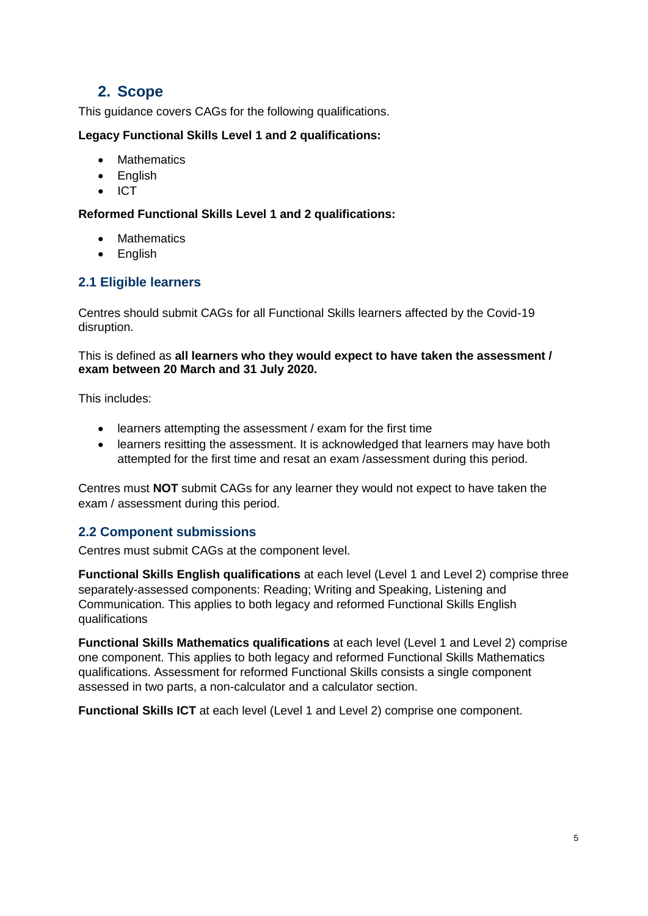## 2. Scope

This guidance covers CAGs for the following qualifications.

**Legacy Functional Skills Level 1 and 2 qualifications:**

- Mathematics
- English
- ICT

**Reformed Functional Skills Level 1 and 2 qualifications:**

- Mathematics
- English

### 2.1 Eligible learners

Centres should submit CAGs for all Functional Skills learners affected by the Covid-19 disruption.

This is defined as **all learners who they would expect to have taken the assessment / exam between 20 March and 31 July 2020.**

This includes:

- learners attempting the assessment / exam for the first time
- learners resitting the assessment. It is acknowledged that learners may have both attempted for the first time and resat an exam /assessment during this period.

Centres must **NOT** submit CAGs for any learner they would not expect to have taken the exam / assessment during this period.

### 2.2 Component submissions

Centres must submit CAGs at the component level.

**Functional Skills English qualifications** at each level (Level 1 and Level 2) comprise three separately-assessed components: Reading; Writing and Speaking, Listening and Communication. This applies to both legacy and reformed Functional Skills English qualifications

**Functional Skills Mathematics qualifications** at each level (Level 1 and Level 2) comprise one component. This applies to both legacy and reformed Functional Skills Mathematics qualifications. Assessment for reformed Functional Skills consists a single component assessed in two parts, a non-calculator and a calculator section.

**Functional Skills ICT** at each level (Level 1 and Level 2) comprise one component.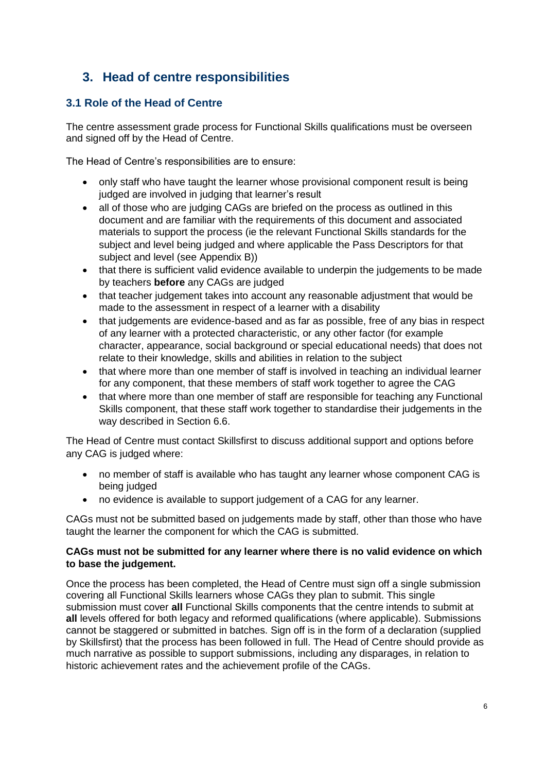## 3. Head of centre responsibilities

### 3.1 Role of the Head of Centre

The centre assessment grade process for Functional Skills qualifications must be overseen and signed off by the Head of Centre.

The Head of Centre's responsibilities are to ensure:

- only staff who have taught the learner whose provisional component result is being judged are involved in judging that learner's result
- all of those who are judging CAGs are briefed on the process as outlined in this document and are familiar with the requirements of this document and associated materials to support the process (ie the relevant Functional Skills standards for the subject and level being judged and where applicable the Pass Descriptors for that subject and level (see Appendix B))
- that there is sufficient valid evidence available to underpin the judgements to be made by teachers **before** any CAGs are judged
- that teacher judgement takes into account any reasonable adjustment that would be made to the assessment in respect of a learner with a disability
- that judgements are evidence-based and as far as possible, free of any bias in respect of any learner with a protected characteristic, or any other factor (for example character, appearance, social background or special educational needs) that does not relate to their knowledge, skills and abilities in relation to the subject
- that where more than one member of staff is involved in teaching an individual learner for any component, that these members of staff work together to agree the CAG
- that where more than one member of staff are responsible for teaching any Functional Skills component, that these staff work together to standardise their judgements in the way described in Section 6.6.

The Head of Centre must contact Skillsfirst to discuss additional support and options before any CAG is judged where:

- no member of staff is available who has taught any learner whose component CAG is being judged
- no evidence is available to support judgement of a CAG for any learner.

CAGs must not be submitted based on judgements made by staff, other than those who have taught the learner the component for which the CAG is submitted.

**CAGs must not be submitted for any learner where there is no valid evidence on which to base the judgement.**

Once the process has been completed, the Head of Centre must sign off a single submission covering all Functional Skills learners whose CAGs they plan to submit. This single submission must cover **all** Functional Skills components that the centre intends to submit at **all** levels offered for both legacy and reformed qualifications (where applicable). Submissions cannot be staggered or submitted in batches. Sign off is in the form of a declaration (supplied by Skillsfirst) that the process has been followed in full. The Head of Centre should provide as much narrative as possible to support submissions, including any disparages, in relation to historic achievement rates and the achievement profile of the CAGs.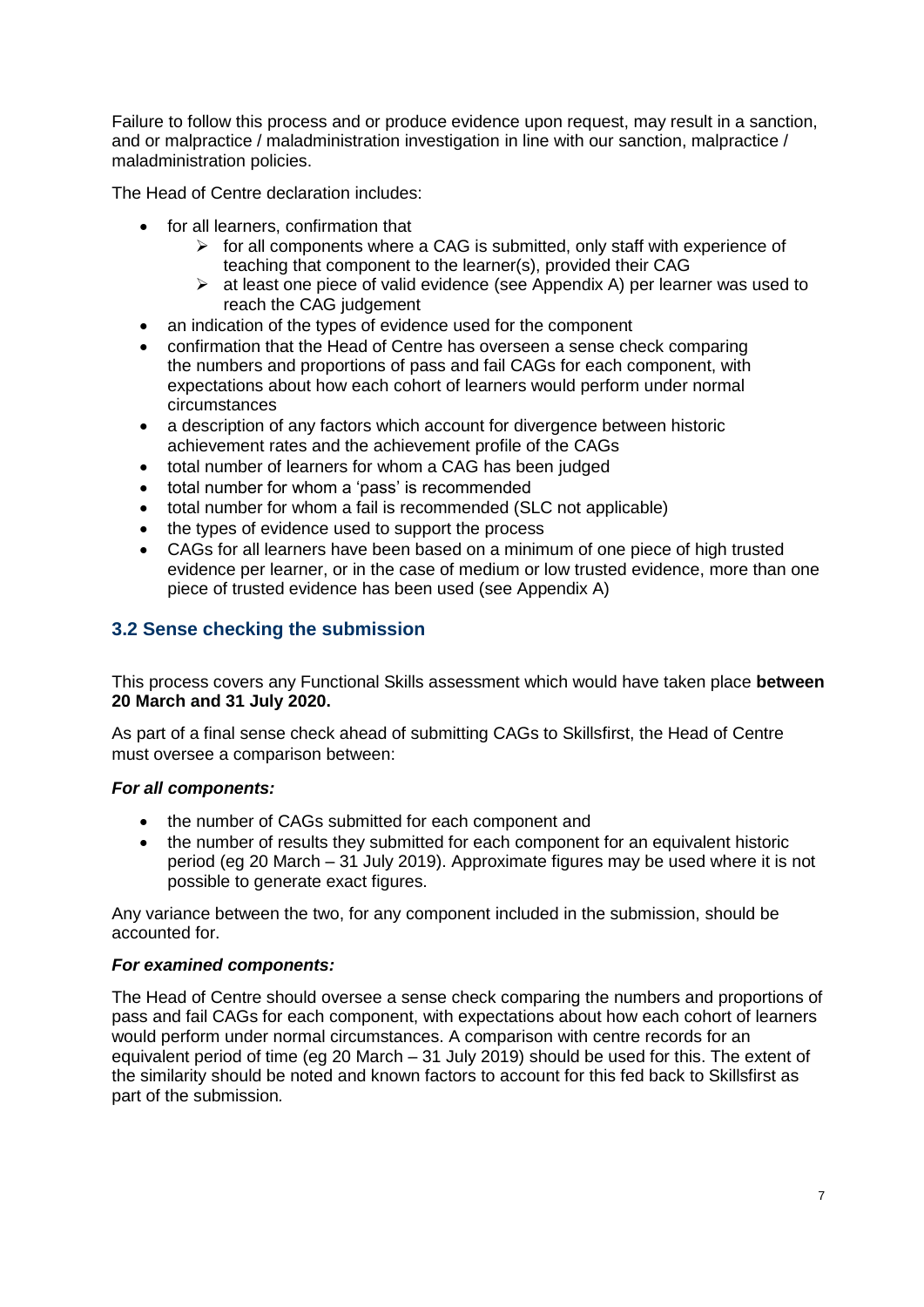Failure to follow this process and or produce evidence upon request, may result in a sanction, and or malpractice / maladministration investigation in line with our sanction, malpractice / maladministration policies.

The Head of Centre declaration includes:

- for all learners, confirmation that
  - for all components where a CAG is submitted, only staff with experience of teaching that component to the learner(s), provided their CAG
  - at least one piece of valid evidence (see Appendix A) per learner was used to reach the CAG judgement
- an indication of the types of evidence used for the component
- confirmation that the Head of Centre has overseen a sense check comparing the numbers and proportions of pass and fail CAGs for each component, with expectations about how each cohort of learners would perform under normal circumstances
- a description of any factors which account for divergence between historic achievement rates and the achievement profile of the CAGs
- total number of learners for whom a CAG has been judged
- total number for whom a 'pass' is recommended
- total number for whom a fail is recommended (SLC not applicable)
- the types of evidence used to support the process
- CAGs for all learners have been based on a minimum of one piece of high trusted evidence per learner, or in the case of medium or low trusted evidence, more than one piece of trusted evidence has been used (see Appendix A)

## 3.2 Sense checking the submission

This process covers any Functional Skills assessment which would have taken place **between 20 March and 31 July 2020.**

As part of a final sense check ahead of submitting CAGs to Skillsfirst, the Head of Centre must oversee a comparison between:

***For all components:***

- the number of CAGs submitted for each component and
- the number of results they submitted for each component for an equivalent historic period (eg 20 March – 31 July 2019). Approximate figures may be used where it is not possible to generate exact figures.

Any variance between the two, for any component included in the submission, should be accounted for.

***For examined components:***

The Head of Centre should oversee a sense check comparing the numbers and proportions of pass and fail CAGs for each component, with expectations about how each cohort of learners would perform under normal circumstances. A comparison with centre records for an equivalent period of time (eg 20 March – 31 July 2019) should be used for this. The extent of the similarity should be noted and known factors to account for this fed back to Skillsfirst as part of the submission.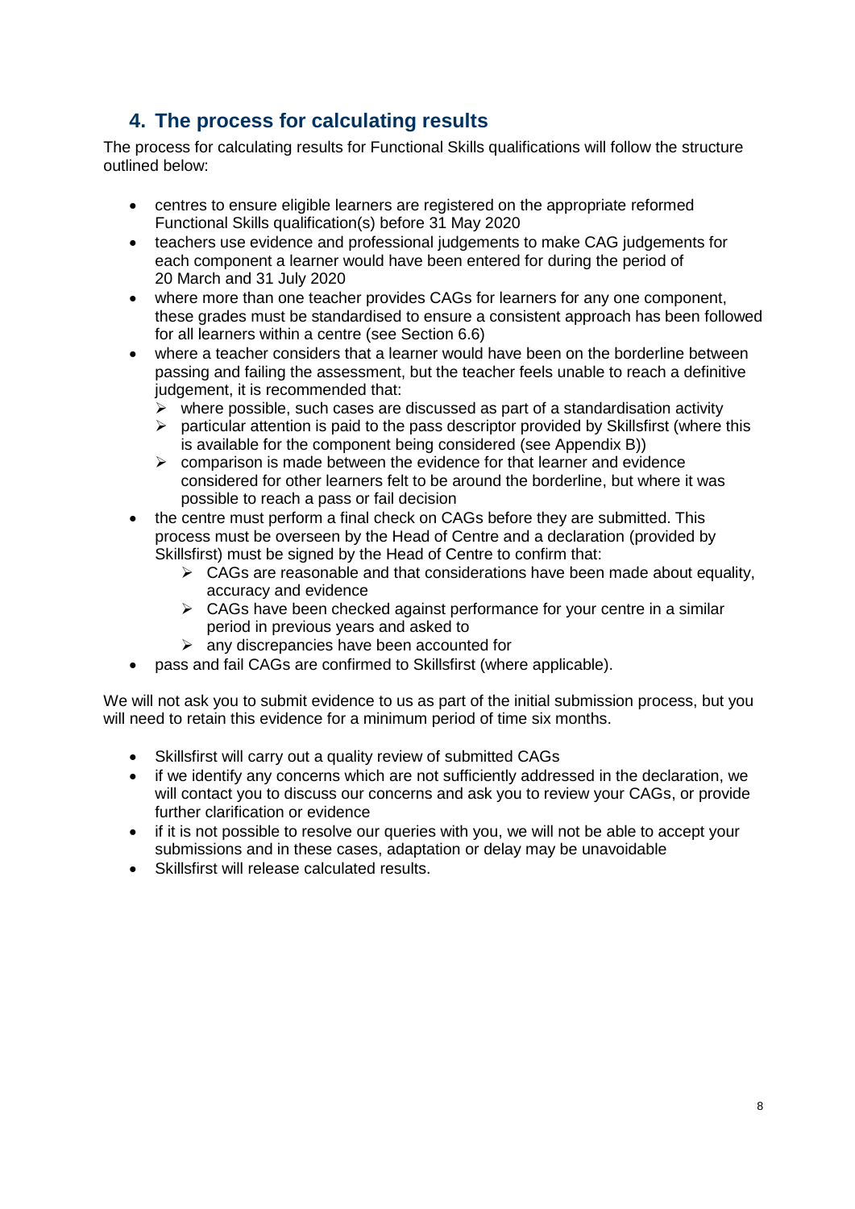## 4. The process for calculating results

The process for calculating results for Functional Skills qualifications will follow the structure outlined below:

- centres to ensure eligible learners are registered on the appropriate reformed Functional Skills qualification(s) before 31 May 2020
- teachers use evidence and professional judgements to make CAG judgements for each component a learner would have been entered for during the period of 20 March and 31 July 2020
- where more than one teacher provides CAGs for learners for any one component, these grades must be standardised to ensure a consistent approach has been followed for all learners within a centre (see Section 6.6)
- where a teacher considers that a learner would have been on the borderline between passing and failing the assessment, but the teacher feels unable to reach a definitive judgement, it is recommended that:
  - where possible, such cases are discussed as part of a standardisation activity
  - particular attention is paid to the pass descriptor provided by Skillsfirst (where this is available for the component being considered (see Appendix B))
  - comparison is made between the evidence for that learner and evidence considered for other learners felt to be around the borderline, but where it was possible to reach a pass or fail decision
- the centre must perform a final check on CAGs before they are submitted. This process must be overseen by the Head of Centre and a declaration (provided by Skillsfirst) must be signed by the Head of Centre to confirm that:
  - CAGs are reasonable and that considerations have been made about equality, accuracy and evidence
  - CAGs have been checked against performance for your centre in a similar period in previous years and asked to
  - any discrepancies have been accounted for
- pass and fail CAGs are confirmed to Skillsfirst (where applicable).

We will not ask you to submit evidence to us as part of the initial submission process, but you will need to retain this evidence for a minimum period of time six months.

- Skillsfirst will carry out a quality review of submitted CAGs
- if we identify any concerns which are not sufficiently addressed in the declaration, we will contact you to discuss our concerns and ask you to review your CAGs, or provide further clarification or evidence
- if it is not possible to resolve our queries with you, we will not be able to accept your submissions and in these cases, adaptation or delay may be unavoidable
- Skillsfirst will release calculated results.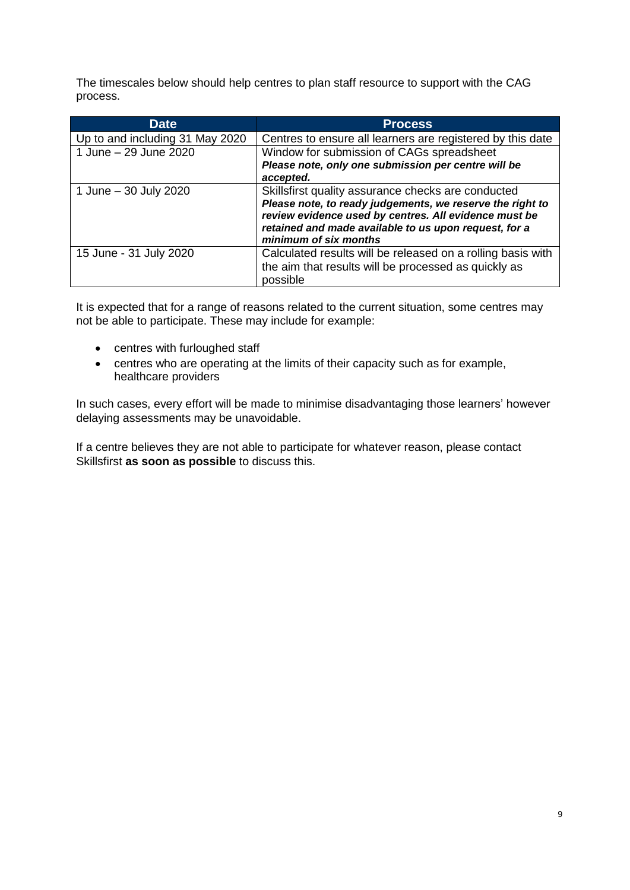The timescales below should help centres to plan staff resource to support with the CAG process.

| Date | Process |
|---|---|
| Up to and including 31 May 2020 | Centres to ensure all learners are registered by this date |
| 1 June – 29 June 2020 | Window for submission of CAGs spreadsheet ***Please note, only one submission per centre will be accepted.*** |
| 1 June – 30 July 2020 | Skillsfirst quality assurance checks are conducted ***Please note, to ready judgements, we reserve the right to review evidence used by centres. All evidence must be retained and made available to us upon request, for a minimum of six months*** |
| 15 June - 31 July 2020 | Calculated results will be released on a rolling basis with the aim that results will be processed as quickly as possible |

It is expected that for a range of reasons related to the current situation, some centres may not be able to participate. These may include for example:

- centres with furloughed staff
- centres who are operating at the limits of their capacity such as for example, healthcare providers

In such cases, every effort will be made to minimise disadvantaging those learners' however delaying assessments may be unavoidable.

If a centre believes they are not able to participate for whatever reason, please contact Skillsfirst **as soon as possible** to discuss this.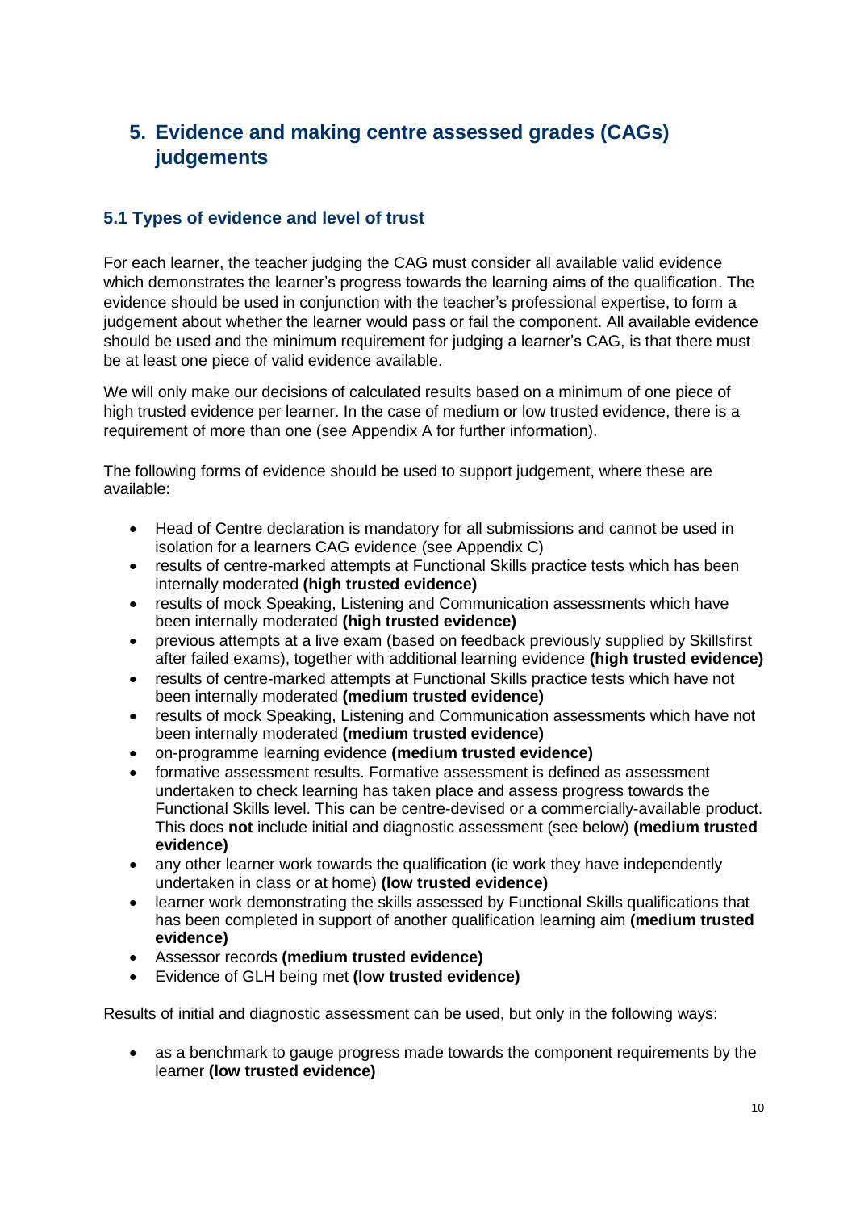## 5. Evidence and making centre assessed grades (CAGs) judgements

### 5.1 Types of evidence and level of trust

For each learner, the teacher judging the CAG must consider all available valid evidence which demonstrates the learner's progress towards the learning aims of the qualification. The evidence should be used in conjunction with the teacher's professional expertise, to form a judgement about whether the learner would pass or fail the component. All available evidence should be used and the minimum requirement for judging a learner's CAG, is that there must be at least one piece of valid evidence available.

We will only make our decisions of calculated results based on a minimum of one piece of high trusted evidence per learner. In the case of medium or low trusted evidence, there is a requirement of more than one (see Appendix A for further information).

The following forms of evidence should be used to support judgement, where these are available:

- Head of Centre declaration is mandatory for all submissions and cannot be used in isolation for a learners CAG evidence (see Appendix C)
- results of centre-marked attempts at Functional Skills practice tests which has been internally moderated **(high trusted evidence)**
- results of mock Speaking, Listening and Communication assessments which have been internally moderated **(high trusted evidence)**
- previous attempts at a live exam (based on feedback previously supplied by Skillsfirst after failed exams), together with additional learning evidence **(high trusted evidence)**
- results of centre-marked attempts at Functional Skills practice tests which have not been internally moderated **(medium trusted evidence)**
- results of mock Speaking, Listening and Communication assessments which have not been internally moderated **(medium trusted evidence)**
- on-programme learning evidence **(medium trusted evidence)**
- formative assessment results. Formative assessment is defined as assessment undertaken to check learning has taken place and assess progress towards the Functional Skills level. This can be centre-devised or a commercially-available product. This does **not** include initial and diagnostic assessment (see below) **(medium trusted evidence)**
- any other learner work towards the qualification (ie work they have independently undertaken in class or at home) **(low trusted evidence)**
- learner work demonstrating the skills assessed by Functional Skills qualifications that has been completed in support of another qualification learning aim **(medium trusted evidence)**
- Assessor records **(medium trusted evidence)**
- Evidence of GLH being met **(low trusted evidence)**

Results of initial and diagnostic assessment can be used, but only in the following ways:

- as a benchmark to gauge progress made towards the component requirements by the learner **(low trusted evidence)**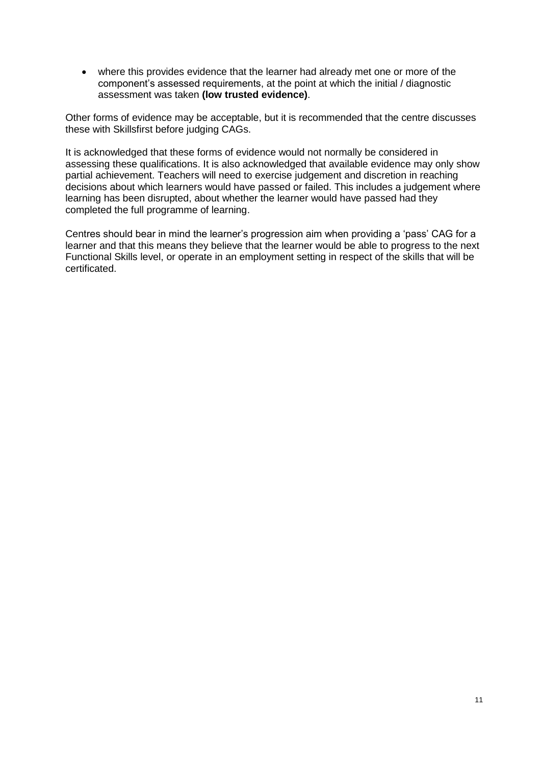- where this provides evidence that the learner had already met one or more of the component's assessed requirements, at the point at which the initial / diagnostic assessment was taken **(low trusted evidence)**.

Other forms of evidence may be acceptable, but it is recommended that the centre discusses these with Skillsfirst before judging CAGs.

It is acknowledged that these forms of evidence would not normally be considered in assessing these qualifications. It is also acknowledged that available evidence may only show partial achievement. Teachers will need to exercise judgement and discretion in reaching decisions about which learners would have passed or failed. This includes a judgement where learning has been disrupted, about whether the learner would have passed had they completed the full programme of learning.

Centres should bear in mind the learner's progression aim when providing a 'pass' CAG for a learner and that this means they believe that the learner would be able to progress to the next Functional Skills level, or operate in an employment setting in respect of the skills that will be certificated.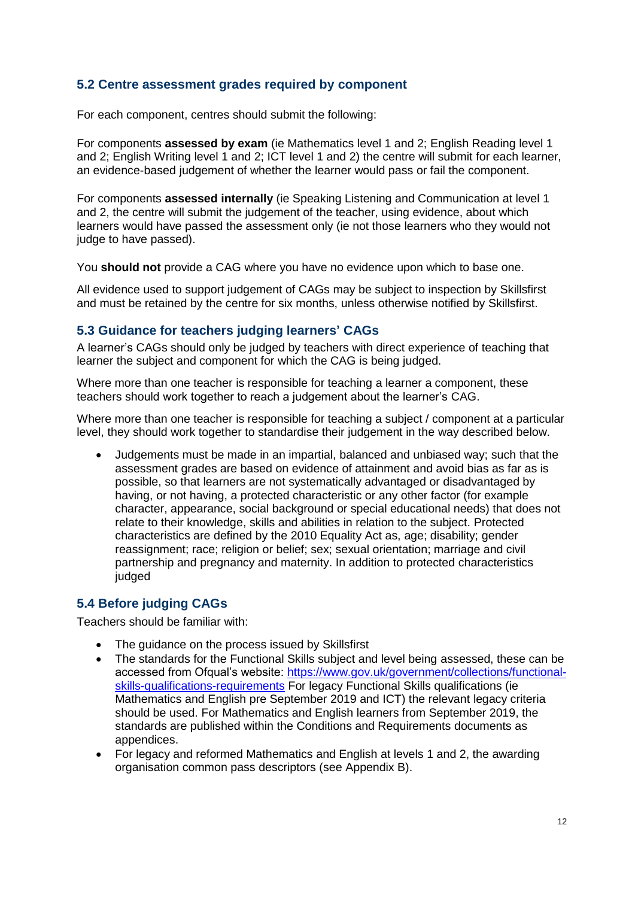### 5.2 Centre assessment grades required by component

For each component, centres should submit the following:

For components **assessed by exam** (ie Mathematics level 1 and 2; English Reading level 1 and 2; English Writing level 1 and 2; ICT level 1 and 2) the centre will submit for each learner, an evidence-based judgement of whether the learner would pass or fail the component.

For components **assessed internally** (ie Speaking Listening and Communication at level 1 and 2, the centre will submit the judgement of the teacher, using evidence, about which learners would have passed the assessment only (ie not those learners who they would not judge to have passed).

You **should not** provide a CAG where you have no evidence upon which to base one.

All evidence used to support judgement of CAGs may be subject to inspection by Skillsfirst and must be retained by the centre for six months, unless otherwise notified by Skillsfirst.

### 5.3 Guidance for teachers judging learners' CAGs

A learner's CAGs should only be judged by teachers with direct experience of teaching that learner the subject and component for which the CAG is being judged.

Where more than one teacher is responsible for teaching a learner a component, these teachers should work together to reach a judgement about the learner's CAG.

Where more than one teacher is responsible for teaching a subject / component at a particular level, they should work together to standardise their judgement in the way described below.

- Judgements must be made in an impartial, balanced and unbiased way; such that the assessment grades are based on evidence of attainment and avoid bias as far as is possible, so that learners are not systematically advantaged or disadvantaged by having, or not having, a protected characteristic or any other factor (for example character, appearance, social background or special educational needs) that does not relate to their knowledge, skills and abilities in relation to the subject. Protected characteristics are defined by the 2010 Equality Act as, age; disability; gender reassignment; race; religion or belief; sex; sexual orientation; marriage and civil partnership and pregnancy and maternity. In addition to protected characteristics judged

### 5.4 Before judging CAGs

Teachers should be familiar with:

- The guidance on the process issued by Skillsfirst
- The standards for the Functional Skills subject and level being assessed, these can be accessed from Ofqual's website: https://www.gov.uk/government/collections/functional-skills-qualifications-requirements For legacy Functional Skills qualifications (ie Mathematics and English pre September 2019 and ICT) the relevant legacy criteria should be used. For Mathematics and English learners from September 2019, the standards are published within the Conditions and Requirements documents as appendices.
- For legacy and reformed Mathematics and English at levels 1 and 2, the awarding organisation common pass descriptors (see Appendix B).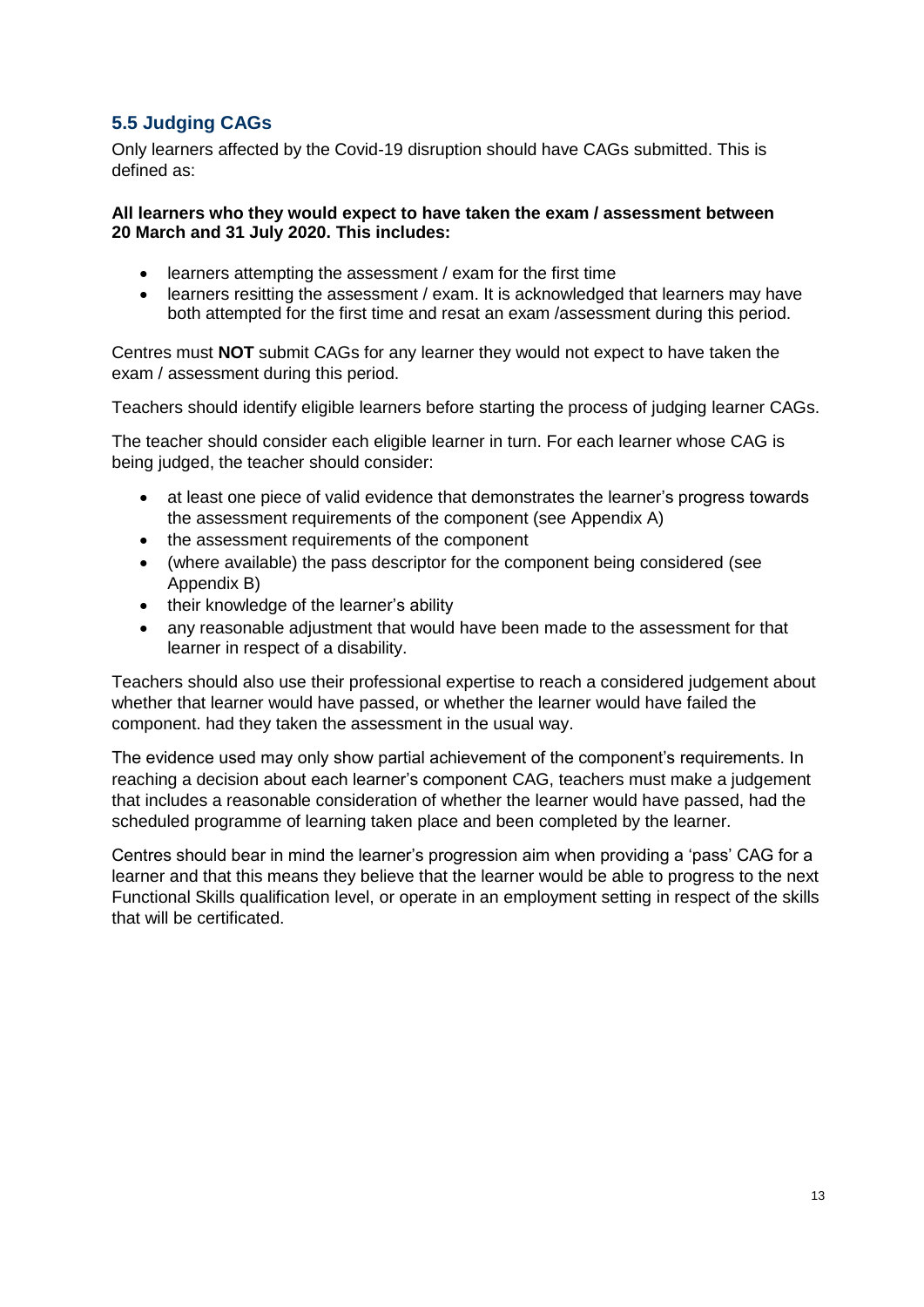## 5.5 Judging CAGs

Only learners affected by the Covid-19 disruption should have CAGs submitted. This is defined as:

**All learners who they would expect to have taken the exam / assessment between 20 March and 31 July 2020. This includes:**

- learners attempting the assessment / exam for the first time
- learners resitting the assessment / exam. It is acknowledged that learners may have both attempted for the first time and resat an exam /assessment during this period.

Centres must **NOT** submit CAGs for any learner they would not expect to have taken the exam / assessment during this period.

Teachers should identify eligible learners before starting the process of judging learner CAGs.

The teacher should consider each eligible learner in turn. For each learner whose CAG is being judged, the teacher should consider:

- at least one piece of valid evidence that demonstrates the learner's progress towards the assessment requirements of the component (see Appendix A)
- the assessment requirements of the component
- (where available) the pass descriptor for the component being considered (see Appendix B)
- their knowledge of the learner's ability
- any reasonable adjustment that would have been made to the assessment for that learner in respect of a disability.

Teachers should also use their professional expertise to reach a considered judgement about whether that learner would have passed, or whether the learner would have failed the component. had they taken the assessment in the usual way.

The evidence used may only show partial achievement of the component's requirements. In reaching a decision about each learner's component CAG, teachers must make a judgement that includes a reasonable consideration of whether the learner would have passed, had the scheduled programme of learning taken place and been completed by the learner.

Centres should bear in mind the learner's progression aim when providing a 'pass' CAG for a learner and that this means they believe that the learner would be able to progress to the next Functional Skills qualification level, or operate in an employment setting in respect of the skills that will be certificated.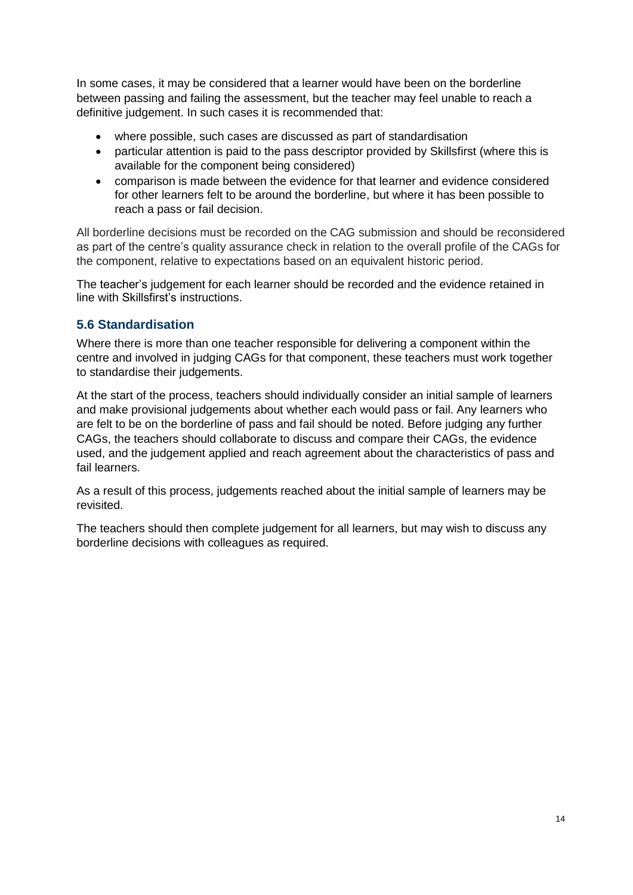In some cases, it may be considered that a learner would have been on the borderline between passing and failing the assessment, but the teacher may feel unable to reach a definitive judgement. In such cases it is recommended that:

- where possible, such cases are discussed as part of standardisation
- particular attention is paid to the pass descriptor provided by Skillsfirst (where this is available for the component being considered)
- comparison is made between the evidence for that learner and evidence considered for other learners felt to be around the borderline, but where it has been possible to reach a pass or fail decision.

All borderline decisions must be recorded on the CAG submission and should be reconsidered as part of the centre's quality assurance check in relation to the overall profile of the CAGs for the component, relative to expectations based on an equivalent historic period.

The teacher's judgement for each learner should be recorded and the evidence retained in line with Skillsfirst's instructions.

## 5.6 Standardisation

Where there is more than one teacher responsible for delivering a component within the centre and involved in judging CAGs for that component, these teachers must work together to standardise their judgements.

At the start of the process, teachers should individually consider an initial sample of learners and make provisional judgements about whether each would pass or fail. Any learners who are felt to be on the borderline of pass and fail should be noted. Before judging any further CAGs, the teachers should collaborate to discuss and compare their CAGs, the evidence used, and the judgement applied and reach agreement about the characteristics of pass and fail learners.

As a result of this process, judgements reached about the initial sample of learners may be revisited.

The teachers should then complete judgement for all learners, but may wish to discuss any borderline decisions with colleagues as required.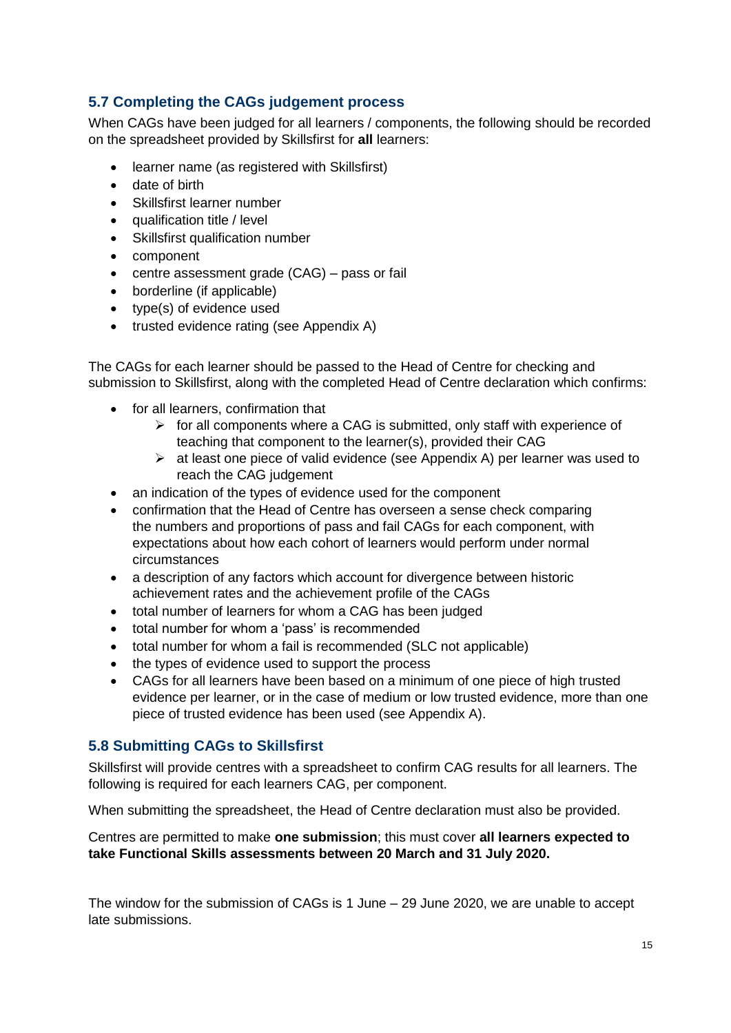## 5.7 Completing the CAGs judgement process

When CAGs have been judged for all learners / components, the following should be recorded on the spreadsheet provided by Skillsfirst for **all** learners:

- learner name (as registered with Skillsfirst)
- date of birth
- Skillsfirst learner number
- qualification title / level
- Skillsfirst qualification number
- component
- centre assessment grade (CAG) – pass or fail
- borderline (if applicable)
- type(s) of evidence used
- trusted evidence rating (see Appendix A)

The CAGs for each learner should be passed to the Head of Centre for checking and submission to Skillsfirst, along with the completed Head of Centre declaration which confirms:

- for all learners, confirmation that
  - for all components where a CAG is submitted, only staff with experience of teaching that component to the learner(s), provided their CAG
  - at least one piece of valid evidence (see Appendix A) per learner was used to reach the CAG judgement
- an indication of the types of evidence used for the component
- confirmation that the Head of Centre has overseen a sense check comparing the numbers and proportions of pass and fail CAGs for each component, with expectations about how each cohort of learners would perform under normal circumstances
- a description of any factors which account for divergence between historic achievement rates and the achievement profile of the CAGs
- total number of learners for whom a CAG has been judged
- total number for whom a 'pass' is recommended
- total number for whom a fail is recommended (SLC not applicable)
- the types of evidence used to support the process
- CAGs for all learners have been based on a minimum of one piece of high trusted evidence per learner, or in the case of medium or low trusted evidence, more than one piece of trusted evidence has been used (see Appendix A).

## 5.8 Submitting CAGs to Skillsfirst

Skillsfirst will provide centres with a spreadsheet to confirm CAG results for all learners. The following is required for each learners CAG, per component.

When submitting the spreadsheet, the Head of Centre declaration must also be provided.

Centres are permitted to make **one submission**; this must cover **all learners expected to take Functional Skills assessments between 20 March and 31 July 2020.**

The window for the submission of CAGs is 1 June – 29 June 2020, we are unable to accept late submissions.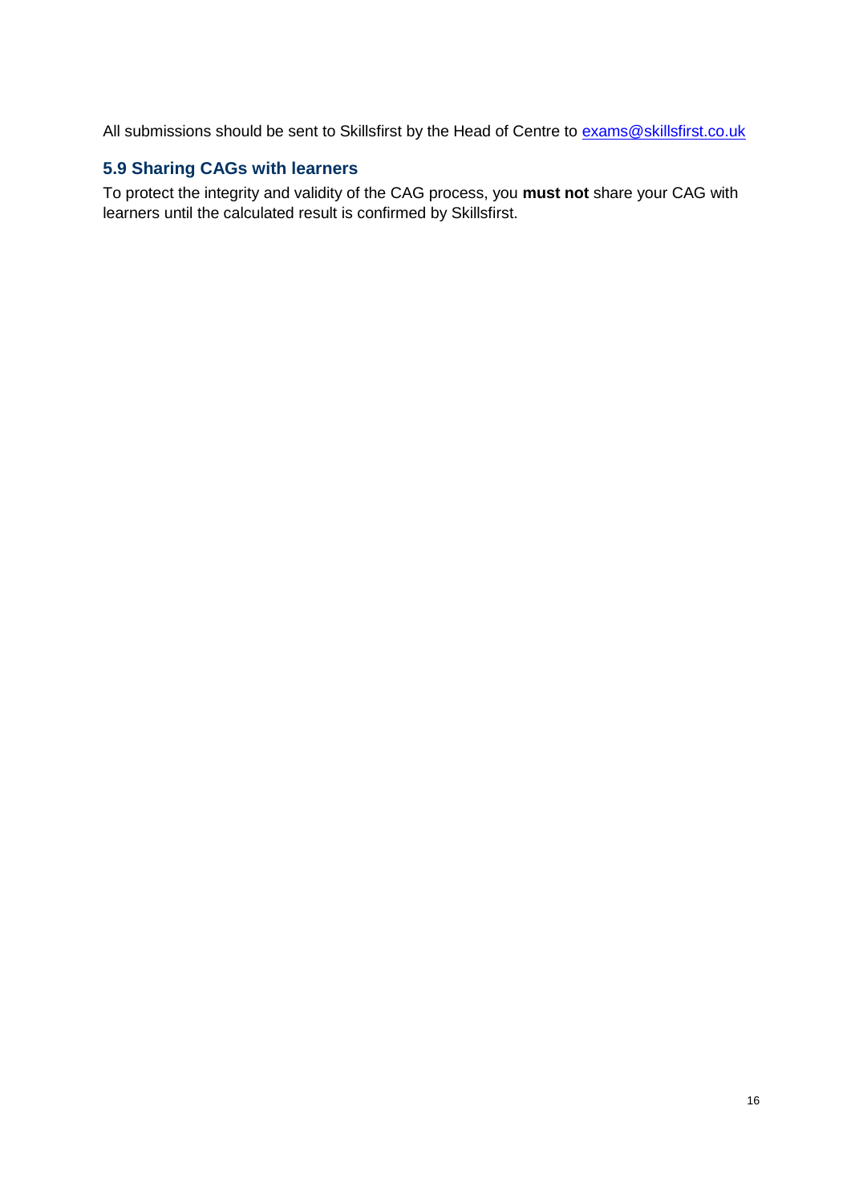All submissions should be sent to Skillsfirst by the Head of Centre to exams@skillsfirst.co.uk

### 5.9 Sharing CAGs with learners

To protect the integrity and validity of the CAG process, you **must not** share your CAG with learners until the calculated result is confirmed by Skillsfirst.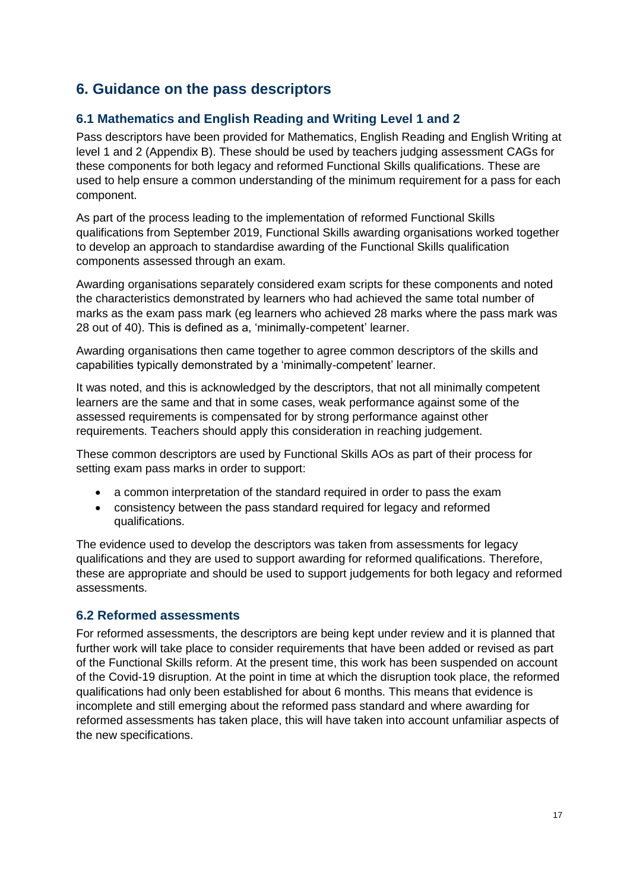## 6. Guidance on the pass descriptors

### 6.1 Mathematics and English Reading and Writing Level 1 and 2

Pass descriptors have been provided for Mathematics, English Reading and English Writing at level 1 and 2 (Appendix B). These should be used by teachers judging assessment CAGs for these components for both legacy and reformed Functional Skills qualifications. These are used to help ensure a common understanding of the minimum requirement for a pass for each component.

As part of the process leading to the implementation of reformed Functional Skills qualifications from September 2019, Functional Skills awarding organisations worked together to develop an approach to standardise awarding of the Functional Skills qualification components assessed through an exam.

Awarding organisations separately considered exam scripts for these components and noted the characteristics demonstrated by learners who had achieved the same total number of marks as the exam pass mark (eg learners who achieved 28 marks where the pass mark was 28 out of 40). This is defined as a, 'minimally-competent' learner.

Awarding organisations then came together to agree common descriptors of the skills and capabilities typically demonstrated by a 'minimally-competent' learner.

It was noted, and this is acknowledged by the descriptors, that not all minimally competent learners are the same and that in some cases, weak performance against some of the assessed requirements is compensated for by strong performance against other requirements. Teachers should apply this consideration in reaching judgement.

These common descriptors are used by Functional Skills AOs as part of their process for setting exam pass marks in order to support:

- a common interpretation of the standard required in order to pass the exam
- consistency between the pass standard required for legacy and reformed qualifications.

The evidence used to develop the descriptors was taken from assessments for legacy qualifications and they are used to support awarding for reformed qualifications. Therefore, these are appropriate and should be used to support judgements for both legacy and reformed assessments.

### 6.2 Reformed assessments

For reformed assessments, the descriptors are being kept under review and it is planned that further work will take place to consider requirements that have been added or revised as part of the Functional Skills reform. At the present time, this work has been suspended on account of the Covid-19 disruption. At the point in time at which the disruption took place, the reformed qualifications had only been established for about 6 months. This means that evidence is incomplete and still emerging about the reformed pass standard and where awarding for reformed assessments has taken place, this will have taken into account unfamiliar aspects of the new specifications.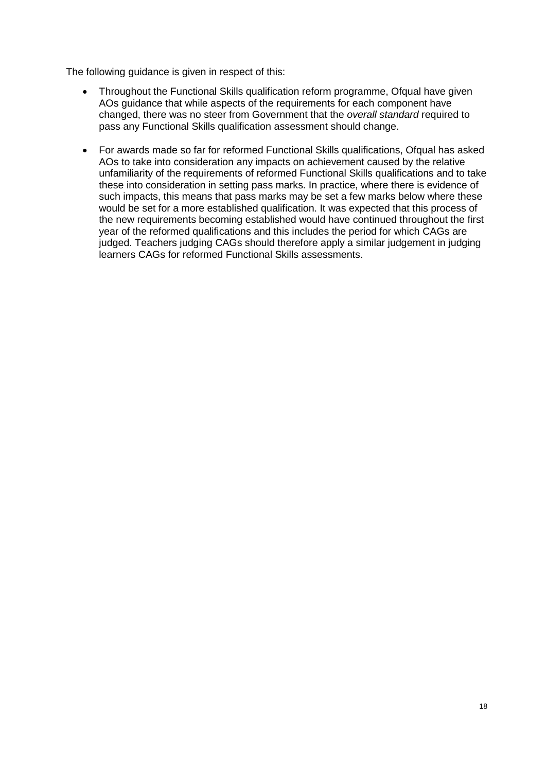The following guidance is given in respect of this:

- Throughout the Functional Skills qualification reform programme, Ofqual have given AOs guidance that while aspects of the requirements for each component have changed, there was no steer from Government that the *overall standard* required to pass any Functional Skills qualification assessment should change.
- For awards made so far for reformed Functional Skills qualifications, Ofqual has asked AOs to take into consideration any impacts on achievement caused by the relative unfamiliarity of the requirements of reformed Functional Skills qualifications and to take these into consideration in setting pass marks. In practice, where there is evidence of such impacts, this means that pass marks may be set a few marks below where these would be set for a more established qualification. It was expected that this process of the new requirements becoming established would have continued throughout the first year of the reformed qualifications and this includes the period for which CAGs are judged. Teachers judging CAGs should therefore apply a similar judgement in judging learners CAGs for reformed Functional Skills assessments.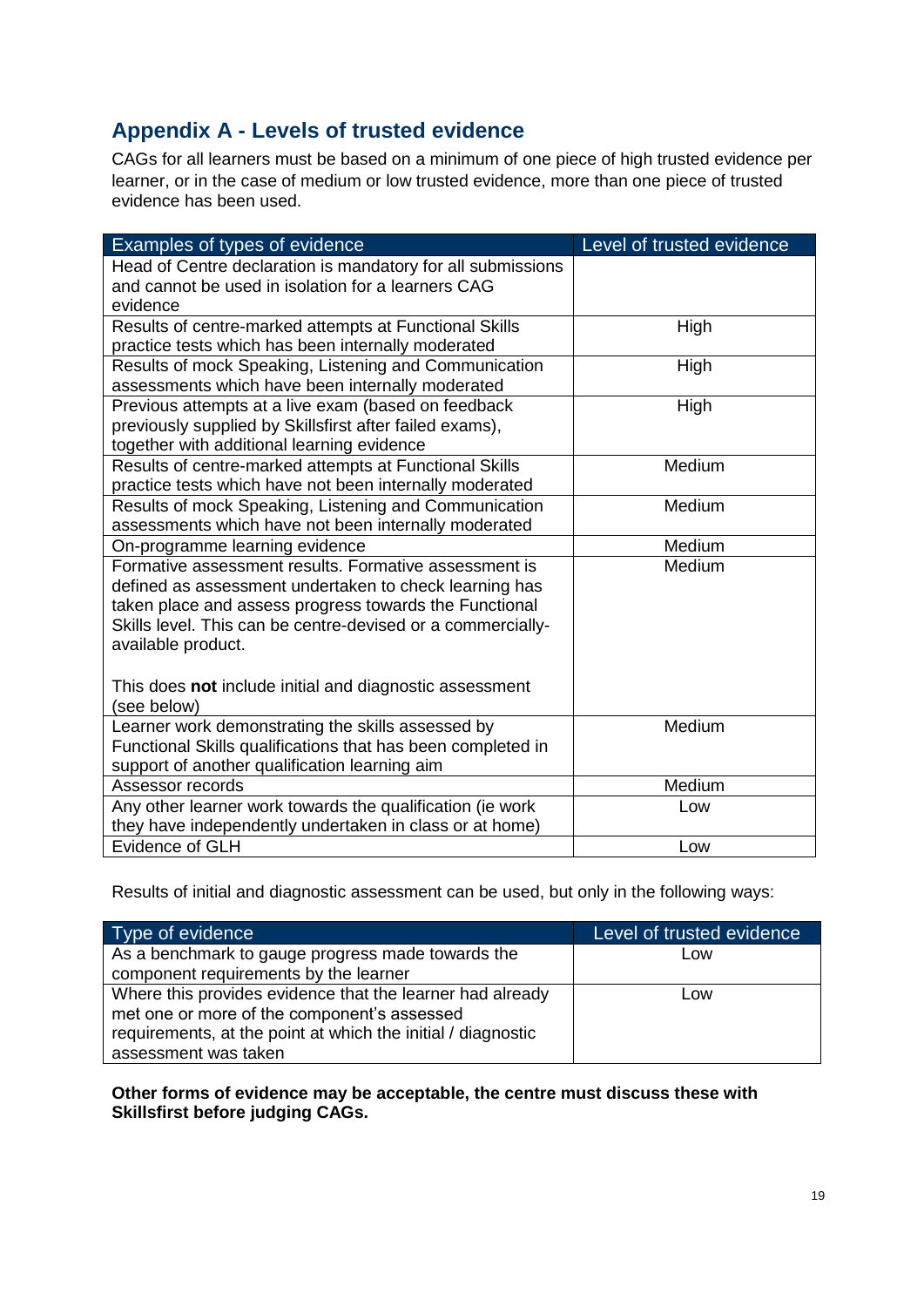## Appendix A - Levels of trusted evidence

CAGs for all learners must be based on a minimum of one piece of high trusted evidence per learner, or in the case of medium or low trusted evidence, more than one piece of trusted evidence has been used.

| Examples of types of evidence | Level of trusted evidence |
|---|---|
| Head of Centre declaration is mandatory for all submissions and cannot be used in isolation for a learners CAG evidence | |
| Results of centre-marked attempts at Functional Skills practice tests which has been internally moderated | High |
| Results of mock Speaking, Listening and Communication assessments which have been internally moderated | High |
| Previous attempts at a live exam (based on feedback previously supplied by Skillsfirst after failed exams), together with additional learning evidence | High |
| Results of centre-marked attempts at Functional Skills practice tests which have not been internally moderated | Medium |
| Results of mock Speaking, Listening and Communication assessments which have not been internally moderated | Medium |
| On-programme learning evidence | Medium |
| Formative assessment results. Formative assessment is defined as assessment undertaken to check learning has taken place and assess progress towards the Functional Skills level. This can be centre-devised or a commercially-available product.<br><br>This does **not** include initial and diagnostic assessment (see below) | Medium |
| Learner work demonstrating the skills assessed by Functional Skills qualifications that has been completed in support of another qualification learning aim | Medium |
| Assessor records | Medium |
| Any other learner work towards the qualification (ie work they have independently undertaken in class or at home) | Low |
| Evidence of GLH | Low |

Results of initial and diagnostic assessment can be used, but only in the following ways:

| Type of evidence | Level of trusted evidence |
|---|---|
| As a benchmark to gauge progress made towards the component requirements by the learner | Low |
| Where this provides evidence that the learner had already met one or more of the component's assessed requirements, at the point at which the initial / diagnostic assessment was taken | Low |

**Other forms of evidence may be acceptable, the centre must discuss these with Skillsfirst before judging CAGs.**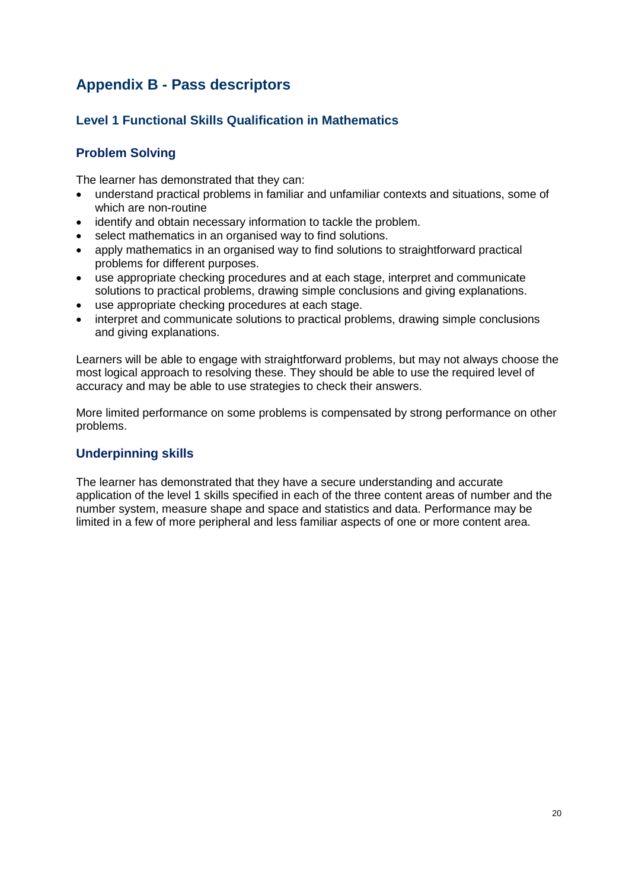# Appendix B - Pass descriptors

## Level 1 Functional Skills Qualification in Mathematics

### Problem Solving

The learner has demonstrated that they can:

- understand practical problems in familiar and unfamiliar contexts and situations, some of which are non-routine
- identify and obtain necessary information to tackle the problem.
- select mathematics in an organised way to find solutions.
- apply mathematics in an organised way to find solutions to straightforward practical problems for different purposes.
- use appropriate checking procedures and at each stage, interpret and communicate solutions to practical problems, drawing simple conclusions and giving explanations.
- use appropriate checking procedures at each stage.
- interpret and communicate solutions to practical problems, drawing simple conclusions and giving explanations.

Learners will be able to engage with straightforward problems, but may not always choose the most logical approach to resolving these. They should be able to use the required level of accuracy and may be able to use strategies to check their answers.

More limited performance on some problems is compensated by strong performance on other problems.

### Underpinning skills

The learner has demonstrated that they have a secure understanding and accurate application of the level 1 skills specified in each of the three content areas of number and the number system, measure shape and space and statistics and data. Performance may be limited in a few of more peripheral and less familiar aspects of one or more content area.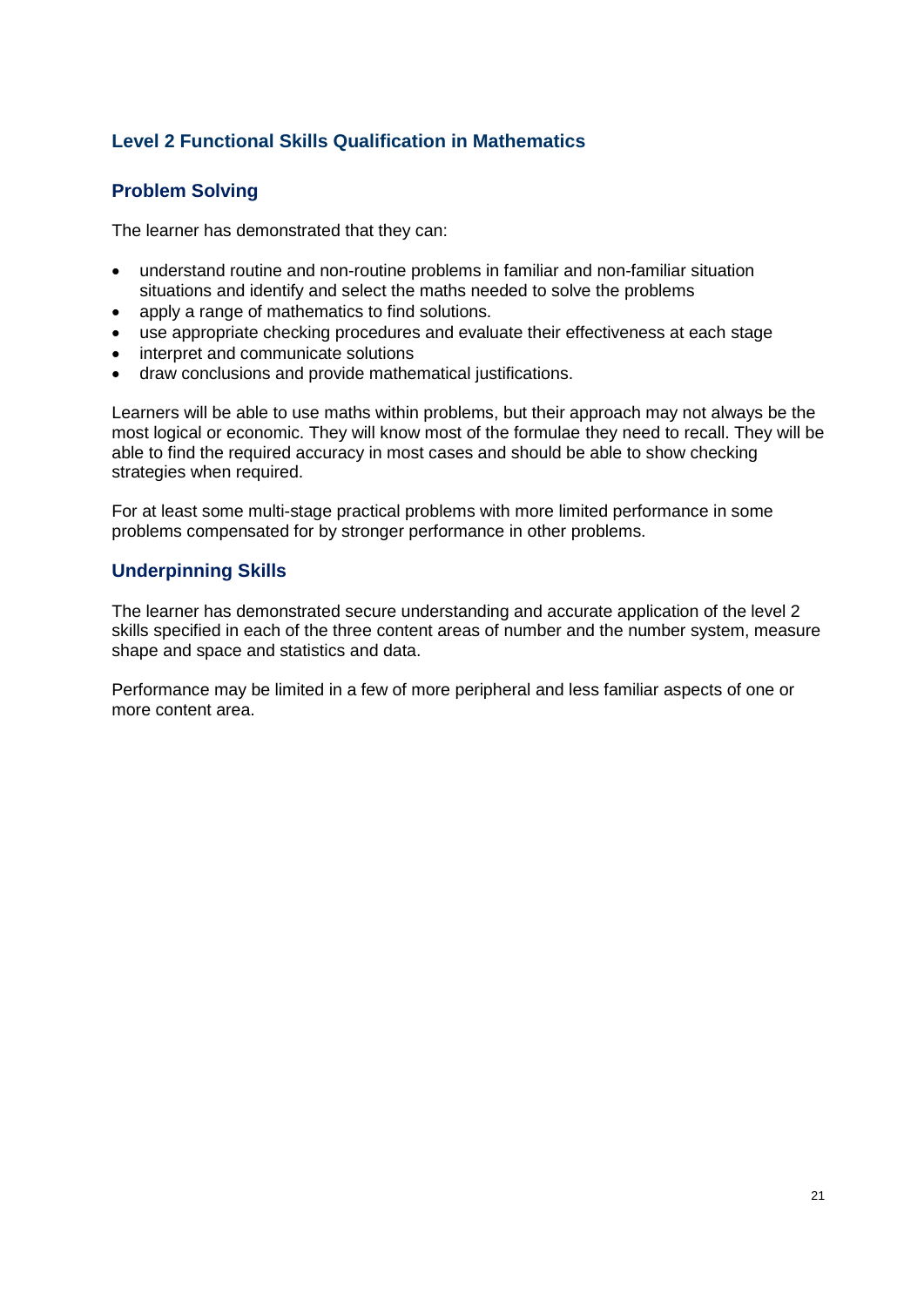## Level 2 Functional Skills Qualification in Mathematics

### Problem Solving

The learner has demonstrated that they can:

- understand routine and non-routine problems in familiar and non-familiar situation situations and identify and select the maths needed to solve the problems
- apply a range of mathematics to find solutions.
- use appropriate checking procedures and evaluate their effectiveness at each stage
- interpret and communicate solutions
- draw conclusions and provide mathematical justifications.

Learners will be able to use maths within problems, but their approach may not always be the most logical or economic. They will know most of the formulae they need to recall. They will be able to find the required accuracy in most cases and should be able to show checking strategies when required.

For at least some multi-stage practical problems with more limited performance in some problems compensated for by stronger performance in other problems.

### Underpinning Skills

The learner has demonstrated secure understanding and accurate application of the level 2 skills specified in each of the three content areas of number and the number system, measure shape and space and statistics and data.

Performance may be limited in a few of more peripheral and less familiar aspects of one or more content area.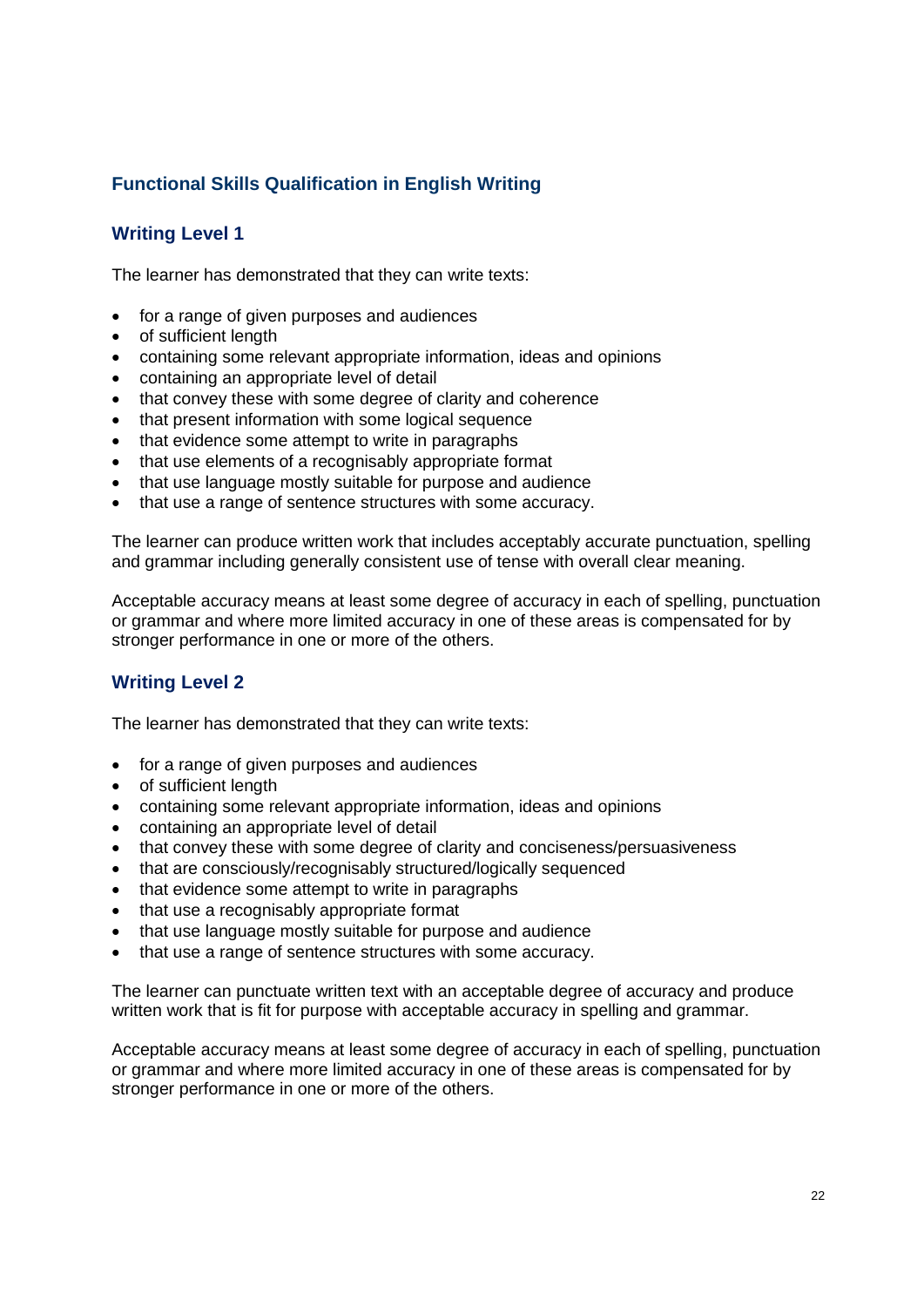## Functional Skills Qualification in English Writing

### Writing Level 1

The learner has demonstrated that they can write texts:

- for a range of given purposes and audiences
- of sufficient length
- containing some relevant appropriate information, ideas and opinions
- containing an appropriate level of detail
- that convey these with some degree of clarity and coherence
- that present information with some logical sequence
- that evidence some attempt to write in paragraphs
- that use elements of a recognisably appropriate format
- that use language mostly suitable for purpose and audience
- that use a range of sentence structures with some accuracy.

The learner can produce written work that includes acceptably accurate punctuation, spelling and grammar including generally consistent use of tense with overall clear meaning.

Acceptable accuracy means at least some degree of accuracy in each of spelling, punctuation or grammar and where more limited accuracy in one of these areas is compensated for by stronger performance in one or more of the others.

### Writing Level 2

The learner has demonstrated that they can write texts:

- for a range of given purposes and audiences
- of sufficient length
- containing some relevant appropriate information, ideas and opinions
- containing an appropriate level of detail
- that convey these with some degree of clarity and conciseness/persuasiveness
- that are consciously/recognisably structured/logically sequenced
- that evidence some attempt to write in paragraphs
- that use a recognisably appropriate format
- that use language mostly suitable for purpose and audience
- that use a range of sentence structures with some accuracy.

The learner can punctuate written text with an acceptable degree of accuracy and produce written work that is fit for purpose with acceptable accuracy in spelling and grammar.

Acceptable accuracy means at least some degree of accuracy in each of spelling, punctuation or grammar and where more limited accuracy in one of these areas is compensated for by stronger performance in one or more of the others.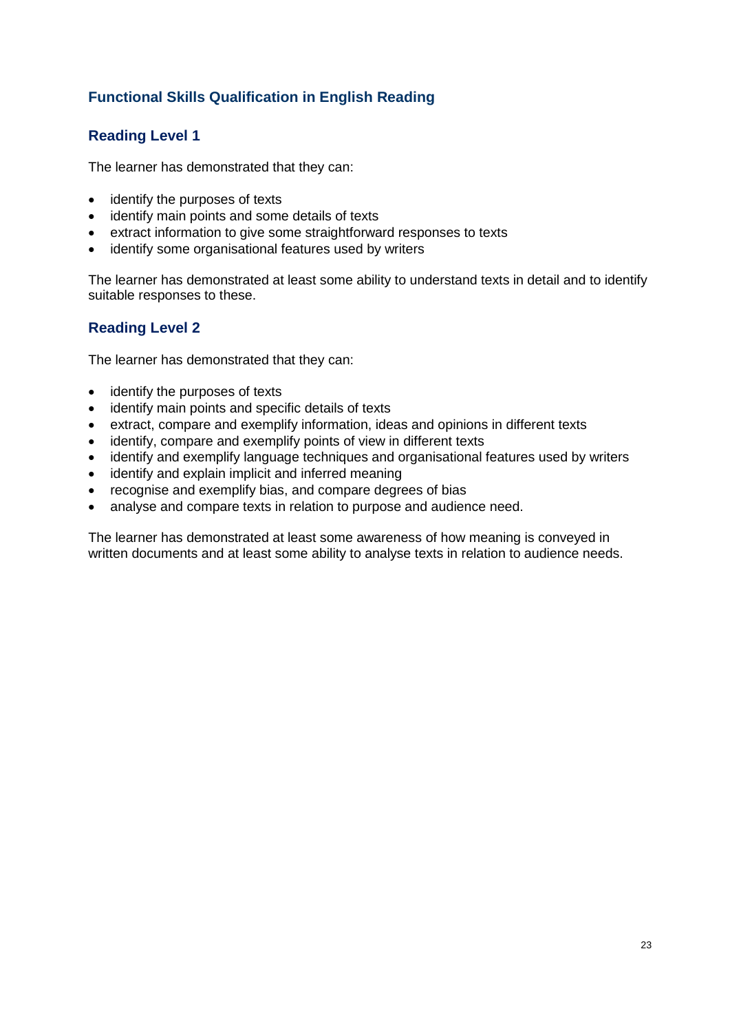## Functional Skills Qualification in English Reading

### Reading Level 1

The learner has demonstrated that they can:

- identify the purposes of texts
- identify main points and some details of texts
- extract information to give some straightforward responses to texts
- identify some organisational features used by writers

The learner has demonstrated at least some ability to understand texts in detail and to identify suitable responses to these.

### Reading Level 2

The learner has demonstrated that they can:

- identify the purposes of texts
- identify main points and specific details of texts
- extract, compare and exemplify information, ideas and opinions in different texts
- identify, compare and exemplify points of view in different texts
- identify and exemplify language techniques and organisational features used by writers
- identify and explain implicit and inferred meaning
- recognise and exemplify bias, and compare degrees of bias
- analyse and compare texts in relation to purpose and audience need.

The learner has demonstrated at least some awareness of how meaning is conveyed in written documents and at least some ability to analyse texts in relation to audience needs.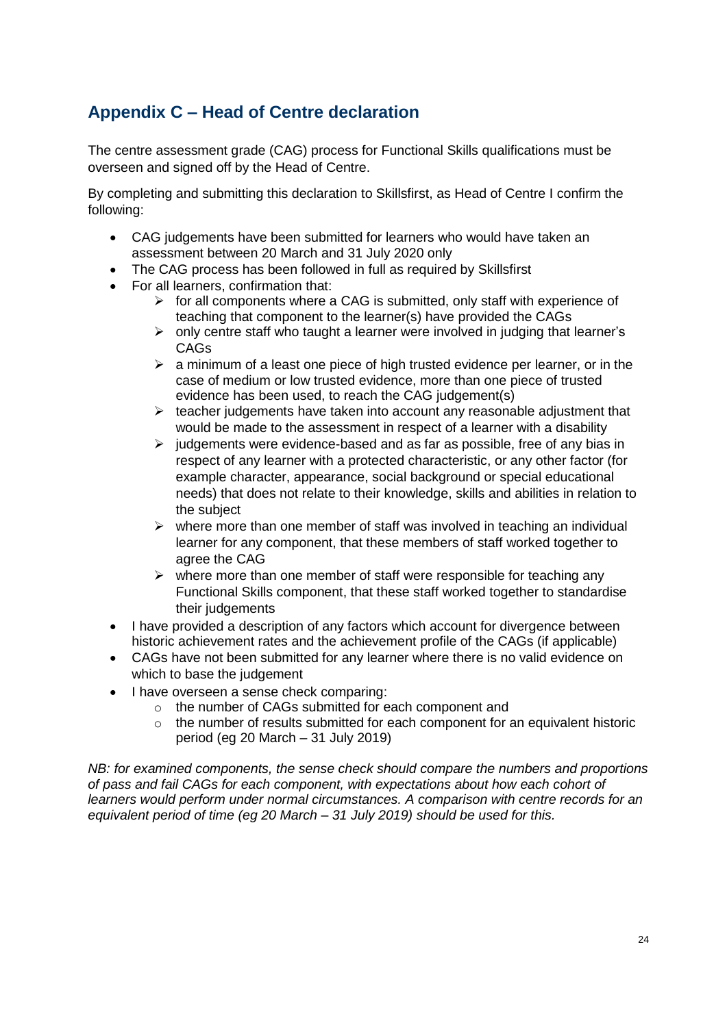## Appendix C – Head of Centre declaration

The centre assessment grade (CAG) process for Functional Skills qualifications must be overseen and signed off by the Head of Centre.

By completing and submitting this declaration to Skillsfirst, as Head of Centre I confirm the following:

- CAG judgements have been submitted for learners who would have taken an assessment between 20 March and 31 July 2020 only
- The CAG process has been followed in full as required by Skillsfirst
- For all learners, confirmation that:
  - for all components where a CAG is submitted, only staff with experience of teaching that component to the learner(s) have provided the CAGs
  - only centre staff who taught a learner were involved in judging that learner's CAGs
  - a minimum of a least one piece of high trusted evidence per learner, or in the case of medium or low trusted evidence, more than one piece of trusted evidence has been used, to reach the CAG judgement(s)
  - teacher judgements have taken into account any reasonable adjustment that would be made to the assessment in respect of a learner with a disability
  - judgements were evidence-based and as far as possible, free of any bias in respect of any learner with a protected characteristic, or any other factor (for example character, appearance, social background or special educational needs) that does not relate to their knowledge, skills and abilities in relation to the subject
  - where more than one member of staff was involved in teaching an individual learner for any component, that these members of staff worked together to agree the CAG
  - where more than one member of staff were responsible for teaching any Functional Skills component, that these staff worked together to standardise their judgements
- I have provided a description of any factors which account for divergence between historic achievement rates and the achievement profile of the CAGs (if applicable)
- CAGs have not been submitted for any learner where there is no valid evidence on which to base the judgement
- I have overseen a sense check comparing:
  - the number of CAGs submitted for each component and
  - the number of results submitted for each component for an equivalent historic period (eg 20 March – 31 July 2019)

*NB: for examined components, the sense check should compare the numbers and proportions of pass and fail CAGs for each component, with expectations about how each cohort of learners would perform under normal circumstances. A comparison with centre records for an equivalent period of time (eg 20 March – 31 July 2019) should be used for this.*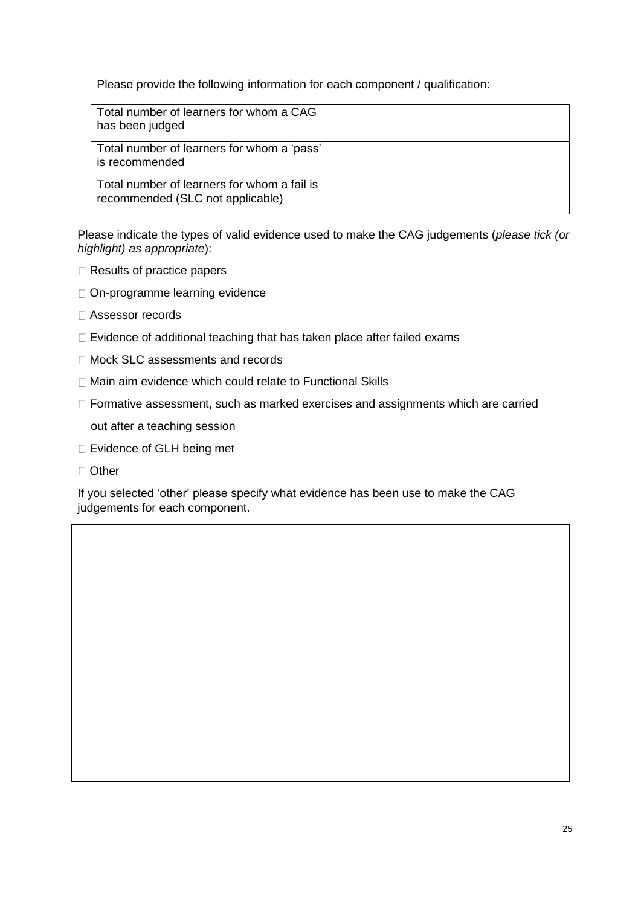Please provide the following information for each component / qualification:

| Total number of learners for whom a CAG has been judged | |
|---|---|
| Total number of learners for whom a 'pass' is recommended | |
| Total number of learners for whom a fail is recommended (SLC not applicable) | |

Please indicate the types of valid evidence used to make the CAG judgements (*please tick (or highlight) as appropriate*):

- ☐ Results of practice papers
- ☐ On-programme learning evidence
- ☐ Assessor records
- ☐ Evidence of additional teaching that has taken place after failed exams
- ☐ Mock SLC assessments and records
- ☐ Main aim evidence which could relate to Functional Skills
- ☐ Formative assessment, such as marked exercises and assignments which are carried out after a teaching session
- ☐ Evidence of GLH being met
- ☐ Other

If you selected 'other' please specify what evidence has been use to make the CAG judgements for each component.

| |
|---|
| |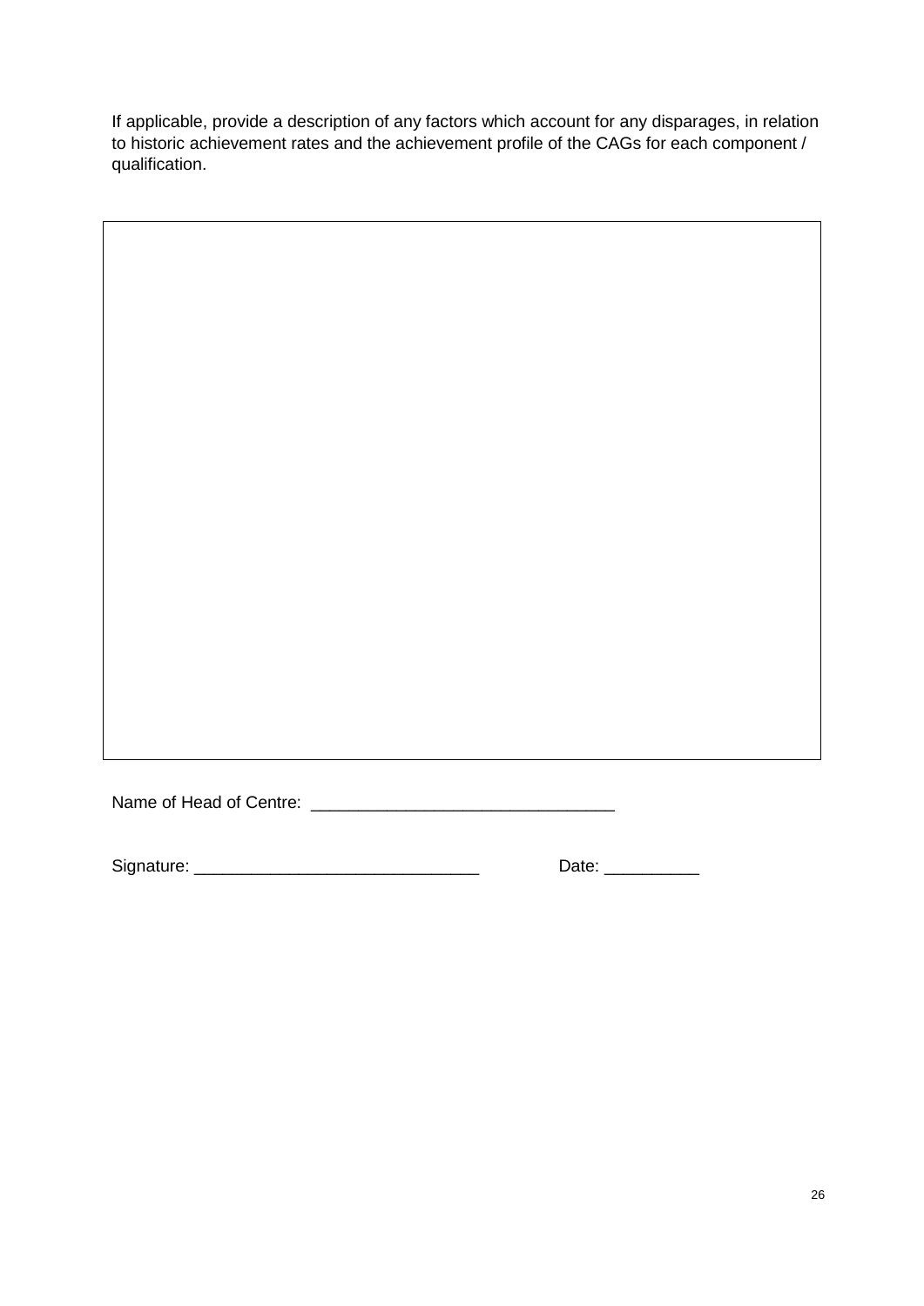If applicable, provide a description of any factors which account for any disparages, in relation to historic achievement rates and the achievement profile of the CAGs for each component / qualification.

| |
|---|
| |

Name of Head of Centre: _______________________________

Signature: _____________________________ Date: __________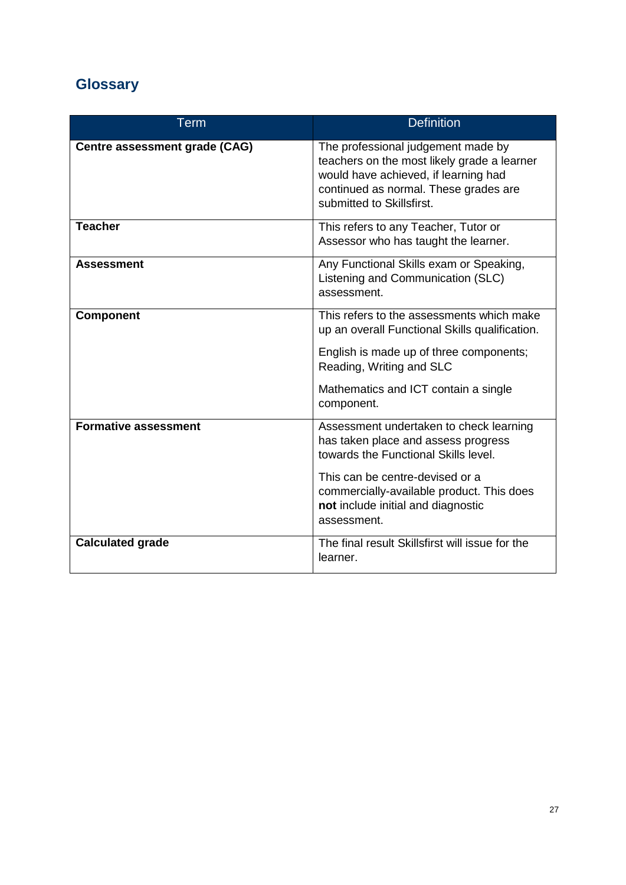## Glossary

| Term | Definition |
|---|---|
| **Centre assessment grade (CAG)** | The professional judgement made by teachers on the most likely grade a learner would have achieved, if learning had continued as normal. These grades are submitted to Skillsfirst. |
| **Teacher** | This refers to any Teacher, Tutor or Assessor who has taught the learner. |
| **Assessment** | Any Functional Skills exam or Speaking, Listening and Communication (SLC) assessment. |
| **Component** | This refers to the assessments which make up an overall Functional Skills qualification.<br><br>English is made up of three components; Reading, Writing and SLC<br><br>Mathematics and ICT contain a single component. |
| **Formative assessment** | Assessment undertaken to check learning has taken place and assess progress towards the Functional Skills level.<br><br>This can be centre-devised or a commercially-available product. This does **not** include initial and diagnostic assessment. |
| **Calculated grade** | The final result Skillsfirst will issue for the learner. |